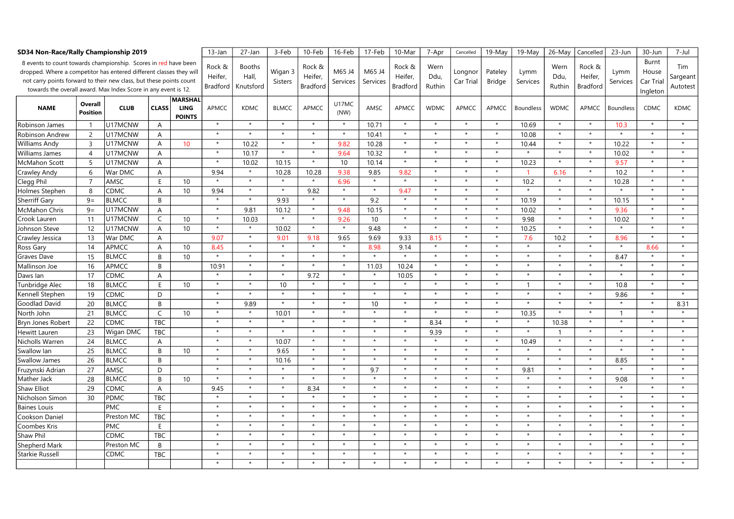## SD34 Non-Race/Rally Championship 2019

8 events to count towards championship. Scores in red have been dropped. Where a competitor has entered different classes they will not carry points forward to their new class, but these points count towards the overall award. Max Index Score in any event is 12.

| | | | | | 13-Jan | 27-Jan | 3-Feb | 10-Feb | 16-Feb | 17-Feb | 10-Mar | 7-Apr | Cancelled | 19-May | 19-May | 26-May | Cancelled | 23-Jun | 30-Jun | 7-Jul |
|---|---|---|---|---|---|---|---|---|---|---|---|---|---|---|---|---|---|---|---|---|
| | | | | | Rock & Heifer, Bradford | Booths Hall, Knutsford | Wigan 3 Sisters | Rock & Heifer, Bradford | M65 J4 Services | M65 J4 Services | Rock & Heifer, Bradford | Wern Ddu, Ruthin | Longnor Car Trial | Pateley Bridge | Lymm Services | Wern Ddu, Ruthin | Rock & Heifer, Bradford | Lymm Services | Burnt House Car Trial Ingleton | Tim Sargeant Autotest |
| **NAME** | **Overall Position** | **CLUB** | **CLASS** | **MARSHALLING POINTS** | APMCC | KDMC | BLMCC | APMCC | U17MC (NW) | AMSC | APMCC | WDMC | APMCC | APMCC | Boundless | WDMC | APMCC | Boundless | CDMC | KDMC |
| Robinson James | 1 | U17MCNW | A | | * | * | * | * | * | 10.71 | * | * | * | * | 10.69 | * | * | 10.3 | * | * |
| Robinson Andrew | 2 | U17MCNW | A | | * | * | * | * | * | 10.41 | * | * | * | * | 10.08 | * | * | * | * | * |
| Williams Andy | 3 | U17MCNW | A | 10 | * | 10.22 | * | * | 9.82 | 10.28 | * | * | * | * | 10.44 | * | * | 10.22 | * | * |
| Williams James | 4 | U17MCNW | A | | * | 10.17 | * | * | 9.64 | 10.32 | * | * | * | * | * | * | * | 10.02 | * | * |
| McMahon Scott | 5 | U17MCNW | A | | * | 10.02 | 10.15 | * | 10 | 10.14 | * | * | * | * | 10.23 | * | * | 9.57 | * | * |
| Crawley Andy | 6 | War DMC | A | | 9.94 | * | 10.28 | 10.28 | 9.38 | 9.85 | 9.82 | * | * | * | 1 | 6.16 | * | 10.2 | * | * |
| Clegg Phil | 7 | AMSC | E | 10 | * | * | * | * | 6.96 | * | * | * | * | * | 10.2 | * | * | 10.28 | * | * |
| Holmes Stephen | 8 | CDMC | A | 10 | 9.94 | * | * | 9.82 | * | * | 9.47 | * | * | * | * | * | * | * | * | * |
| Sherriff Gary | 9= | BLMCC | B | | * | * | 9.93 | * | * | 9.2 | * | * | * | * | 10.19 | * | * | 10.15 | * | * |
| McMahon Chris | 9= | U17MCNW | A | | * | 9.81 | 10.12 | * | 9.48 | 10.15 | * | * | * | * | 10.02 | * | * | 9.36 | * | * |
| Crook Lauren | 11 | U17MCNW | C | 10 | * | 10.03 | * | * | 9.26 | 10 | * | * | * | * | 9.98 | * | * | 10.02 | * | * |
| Johnson Steve | 12 | U17MCNW | A | 10 | * | * | 10.02 | * | * | 9.48 | * | * | * | * | 10.25 | * | * | * | * | * |
| Crawley Jessica | 13 | War DMC | A | | 9.07 | * | 9.01 | 9.18 | 9.65 | 9.69 | 9.33 | 8.15 | * | * | 7.6 | 10.2 | * | 8.96 | * | * |
| Ross Gary | 14 | APMCC | A | 10 | 8.45 | * | * | * | * | 8.98 | 9.14 | * | * | * | * | * | * | * | 8.66 | * |
| Graves Dave | 15 | BLMCC | B | 10 | * | * | * | * | * | * | * | * | * | * | * | * | * | 8.47 | * | * |
| Mallinson Joe | 16 | APMCC | B | | 10.91 | * | * | * | * | 11.03 | 10.24 | * | * | * | * | * | * | * | * | * |
| Daws Ian | 17 | CDMC | A | | * | * | * | 9.72 | * | * | 10.05 | * | * | * | * | * | * | * | * | * |
| Tunbridge Alec | 18 | BLMCC | E | 10 | * | * | 10 | * | * | * | * | * | * | * | 1 | * | * | 10.8 | * | * |
| Kennell Stephen | 19 | CDMC | D | | * | * | * | * | * | * | * | * | * | * | * | * | * | 9.86 | * | * |
| Goodlad David | 20 | BLMCC | B | | * | 9.89 | * | * | * | 10 | * | * | * | * | * | * | * | * | * | 8.31 |
| North John | 21 | BLMCC | C | 10 | * | * | 10.01 | * | * | * | * | * | * | * | 10.35 | * | * | 1 | * | * |
| Bryn Jones Robert | 22 | CDMC | TBC | | * | * | * | * | * | * | * | 8.34 | * | * | * | 10.38 | * | * | * | * |
| Hewitt Lauren | 23 | Wigan DMC | TBC | | * | * | * | * | * | * | * | 9.39 | * | * | * | 1 | * | * | * | * |
| Nicholls Warren | 24 | BLMCC | A | | * | * | 10.07 | * | * | * | * | * | * | * | 10.49 | * | * | * | * | * |
| Swallow Ian | 25 | BLMCC | B | 10 | * | * | 9.65 | * | * | * | * | * | * | * | * | * | * | * | * | * |
| Swallow James | 26 | BLMCC | B | | * | * | 10.16 | * | * | * | * | * | * | * | * | * | * | 8.85 | * | * |
| Fruzynski Adrian | 27 | AMSC | D | | * | * | * | * | * | 9.7 | * | * | * | * | 9.81 | * | * | * | * | * |
| Mather Jack | 28 | BLMCC | B | 10 | * | * | * | * | * | * | * | * | * | * | * | * | * | 9.08 | * | * |
| Shaw Elliot | 29 | CDMC | A | | 9.45 | * | * | 8.34 | * | * | * | * | * | * | * | * | * | * | * | * |
| Nicholson Simon | 30 | PDMC | TBC | | * | * | * | * | * | * | * | * | * | * | * | * | * | * | * | * |
| Baines Louis | | PMC | E | | * | * | * | * | * | * | * | * | * | * | * | * | * | * | * | * |
| Cookson Daniel | | Preston MC | TBC | | * | * | * | * | * | * | * | * | * | * | * | * | * | * | * | * |
| Coombes Kris | | PMC | E | | * | * | * | * | * | * | * | * | * | * | * | * | * | * | * | * |
| Shaw Phil | | CDMC | TBC | | * | * | * | * | * | * | * | * | * | * | * | * | * | * | * | * |
| Shepherd Mark | | Preston MC | B | | * | * | * | * | * | * | * | * | * | * | * | * | * | * | * | * |
| Starkie Russell | | CDMC | TBC | | * | * | * | * | * | * | * | * | * | * | * | * | * | * | * | * |
| | | | | | * | * | * | * | * | * | * | * | * | * | * | * | * | * | * | * |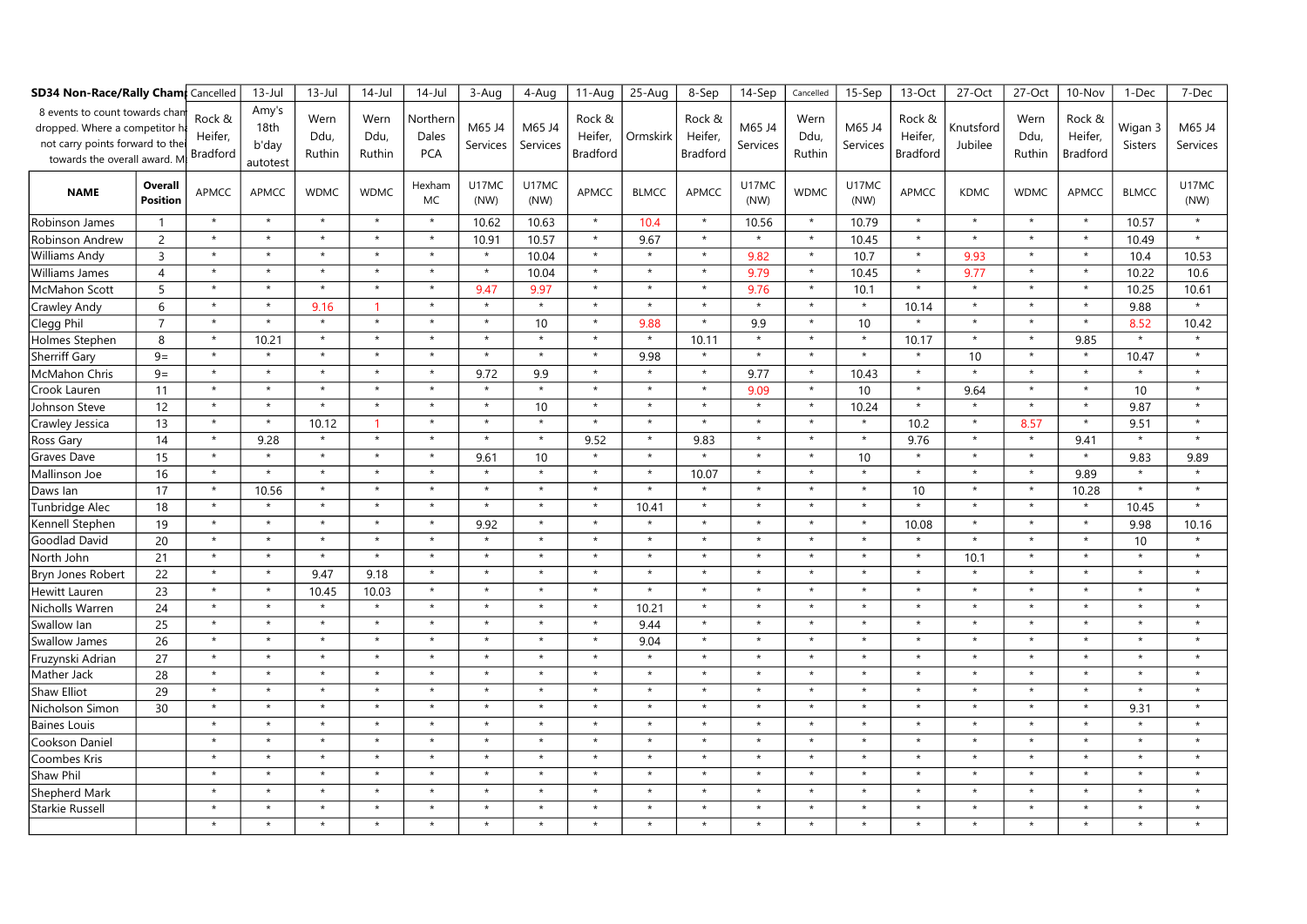| SD34 Non-Race/Rally Cham | | Cancelled | 13-Jul | 13-Jul | 14-Jul | 14-Jul | 3-Aug | 4-Aug | 11-Aug | 25-Aug | 8-Sep | 14-Sep | Cancelled | 15-Sep | 13-Oct | 27-Oct | 27-Oct | 10-Nov | 1-Dec | 7-Dec |
|---|---|---|---|---|---|---|---|---|---|---|---|---|---|---|---|---|---|---|---|---|
| 8 events to count towards cham dropped. Where a competitor h not carry points forward to the towards the overall award. M | | Rock & Heifer, Bradford | Amy's 18th b'day autotest | Wern Ddu, Ruthin | Wern Ddu, Ruthin | Northern Dales PCA | M65 J4 Services | M65 J4 Services | Rock & Heifer, Bradford | Ormskirk | Rock & Heifer, Bradford | M65 J4 Services | Wern Ddu, Ruthin | M65 J4 Services | Rock & Heifer, Bradford | Knutsford Jubilee | Wern Ddu, Ruthin | Rock & Heifer, Bradford | Wigan 3 Sisters | M65 J4 Services |
| **NAME** | **Overall Position** | APMCC | APMCC | WDMC | WDMC | Hexham MC | U17MC (NW) | U17MC (NW) | APMCC | BLMCC | APMCC | U17MC (NW) | WDMC | U17MC (NW) | APMCC | KDMC | WDMC | APMCC | BLMCC | U17MC (NW) |
| Robinson James | 1 | * | * | * | * | * | 10.62 | 10.63 | * | 10.4 | * | 10.56 | * | 10.79 | * | * | * | * | 10.57 | * |
| Robinson Andrew | 2 | * | * | * | * | * | 10.91 | 10.57 | * | 9.67 | * | * | * | 10.45 | * | * | * | * | 10.49 | * |
| Williams Andy | 3 | * | * | * | * | * | * | 10.04 | * | * | * | 9.82 | * | 10.7 | * | 9.93 | * | * | 10.4 | 10.53 |
| Williams James | 4 | * | * | * | * | * | * | 10.04 | * | * | * | 9.79 | * | 10.45 | * | 9.77 | * | * | 10.22 | 10.6 |
| McMahon Scott | 5 | * | * | * | * | * | 9.47 | 9.97 | * | * | * | 9.76 | * | 10.1 | * | * | * | * | 10.25 | 10.61 |
| Crawley Andy | 6 | * | * | 9.16 | 1 | * | * | * | * | * | * | * | * | * | 10.14 | * | * | * | 9.88 | * |
| Clegg Phil | 7 | * | * | * | * | * | * | 10 | * | 9.88 | * | 9.9 | * | 10 | * | * | * | * | 8.52 | 10.42 |
| Holmes Stephen | 8 | * | 10.21 | * | * | * | * | * | * | * | 10.11 | * | * | * | 10.17 | * | * | 9.85 | * | * |
| Sherriff Gary | 9= | * | * | * | * | * | * | * | * | 9.98 | * | * | * | * | * | 10 | * | * | 10.47 | * |
| McMahon Chris | 9= | * | * | * | * | * | 9.72 | 9.9 | * | * | * | 9.77 | * | 10.43 | * | * | * | * | * | * |
| Crook Lauren | 11 | * | * | * | * | * | * | * | * | * | * | 9.09 | * | 10 | * | 9.64 | * | * | 10 | * |
| Johnson Steve | 12 | * | * | * | * | * | * | 10 | * | * | * | * | * | 10.24 | * | * | * | * | 9.87 | * |
| Crawley Jessica | 13 | * | * | 10.12 | 1 | * | * | * | * | * | * | * | * | * | 10.2 | * | 8.57 | * | 9.51 | * |
| Ross Gary | 14 | * | 9.28 | * | * | * | * | * | 9.52 | * | 9.83 | * | * | * | 9.76 | * | * | 9.41 | * | * |
| Graves Dave | 15 | * | * | * | * | * | 9.61 | 10 | * | * | * | * | * | 10 | * | * | * | * | 9.83 | 9.89 |
| Mallinson Joe | 16 | * | * | * | * | * | * | * | * | * | 10.07 | * | * | * | * | * | * | 9.89 | * | * |
| Daws Ian | 17 | * | 10.56 | * | * | * | * | * | * | * | * | * | * | * | 10 | * | * | 10.28 | * | * |
| Tunbridge Alec | 18 | * | * | * | * | * | * | * | * | 10.41 | * | * | * | * | * | * | * | * | 10.45 | * |
| Kennell Stephen | 19 | * | * | * | * | * | 9.92 | * | * | * | * | * | * | * | 10.08 | * | * | * | 9.98 | 10.16 |
| Goodlad David | 20 | * | * | * | * | * | * | * | * | * | * | * | * | * | * | * | * | * | 10 | * |
| North John | 21 | * | * | * | * | * | * | * | * | * | * | * | * | * | * | 10.1 | * | * | * | * |
| Bryn Jones Robert | 22 | * | * | 9.47 | 9.18 | * | * | * | * | * | * | * | * | * | * | * | * | * | * | * |
| Hewitt Lauren | 23 | * | * | 10.45 | 10.03 | * | * | * | * | * | * | * | * | * | * | * | * | * | * | * |
| Nicholls Warren | 24 | * | * | * | * | * | * | * | * | 10.21 | * | * | * | * | * | * | * | * | * | * |
| Swallow Ian | 25 | * | * | * | * | * | * | * | * | 9.44 | * | * | * | * | * | * | * | * | * | * |
| Swallow James | 26 | * | * | * | * | * | * | * | * | 9.04 | * | * | * | * | * | * | * | * | * | * |
| Fruzynski Adrian | 27 | * | * | * | * | * | * | * | * | * | * | * | * | * | * | * | * | * | * | * |
| Mather Jack | 28 | * | * | * | * | * | * | * | * | * | * | * | * | * | * | * | * | * | * | * |
| Shaw Elliot | 29 | * | * | * | * | * | * | * | * | * | * | * | * | * | * | * | * | * | * | * |
| Nicholson Simon | 30 | * | * | * | * | * | * | * | * | * | * | * | * | * | * | * | * | * | 9.31 | * |
| Baines Louis | | * | * | * | * | * | * | * | * | * | * | * | * | * | * | * | * | * | * | * |
| Cookson Daniel | | * | * | * | * | * | * | * | * | * | * | * | * | * | * | * | * | * | * | * |
| Coombes Kris | | * | * | * | * | * | * | * | * | * | * | * | * | * | * | * | * | * | * | * |
| Shaw Phil | | * | * | * | * | * | * | * | * | * | * | * | * | * | * | * | * | * | * | * |
| Shepherd Mark | | * | * | * | * | * | * | * | * | * | * | * | * | * | * | * | * | * | * | * |
| Starkie Russell | | * | * | * | * | * | * | * | * | * | * | * | * | * | * | * | * | * | * | * |
| | | * | * | * | * | * | * | * | * | * | * | * | * | * | * | * | * | * | * | * |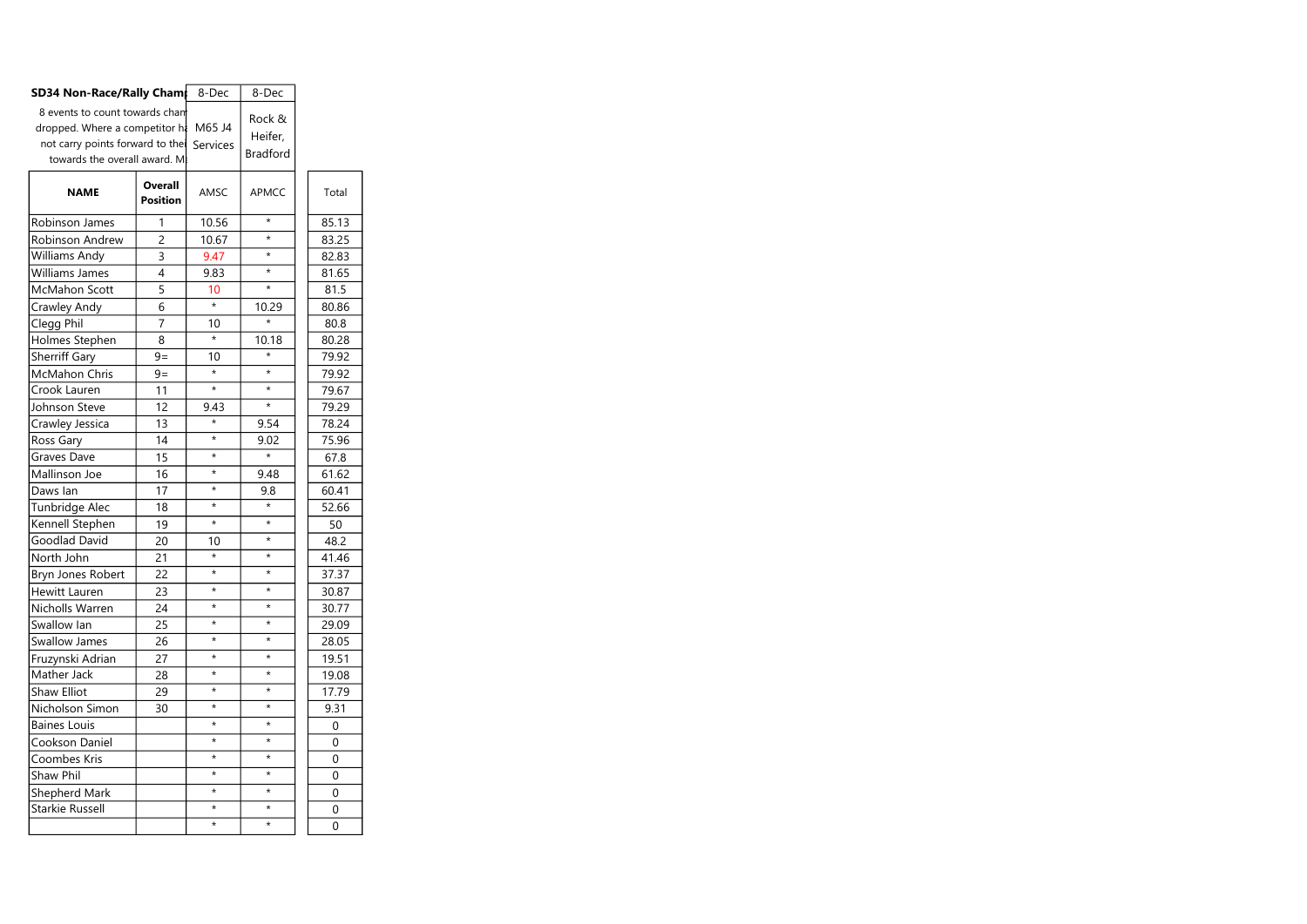**SD34 Non-Race/Rally Cham**

8 events to count towards cham
dropped. Where a competitor ha
not carry points forward to thei
towards the overall award. M

| NAME | Overall Position | 8-Dec M65 J4 Services AMSC | 8-Dec Rock & Heifer, Bradford APMCC | Total |
|---|---|---|---|---|
| Robinson James | 1 | 10.56 | * | 85.13 |
| Robinson Andrew | 2 | 10.67 | * | 83.25 |
| Williams Andy | 3 | 9.47 | * | 82.83 |
| Williams James | 4 | 9.83 | * | 81.65 |
| McMahon Scott | 5 | 10 | * | 81.5 |
| Crawley Andy | 6 | * | 10.29 | 80.86 |
| Clegg Phil | 7 | 10 | * | 80.8 |
| Holmes Stephen | 8 | * | 10.18 | 80.28 |
| Sherriff Gary | 9= | 10 | * | 79.92 |
| McMahon Chris | 9= | * | * | 79.92 |
| Crook Lauren | 11 | * | * | 79.67 |
| Johnson Steve | 12 | 9.43 | * | 79.29 |
| Crawley Jessica | 13 | * | 9.54 | 78.24 |
| Ross Gary | 14 | * | 9.02 | 75.96 |
| Graves Dave | 15 | * | * | 67.8 |
| Mallinson Joe | 16 | * | 9.48 | 61.62 |
| Daws Ian | 17 | * | 9.8 | 60.41 |
| Tunbridge Alec | 18 | * | * | 52.66 |
| Kennell Stephen | 19 | * | * | 50 |
| Goodlad David | 20 | 10 | * | 48.2 |
| North John | 21 | * | * | 41.46 |
| Bryn Jones Robert | 22 | * | * | 37.37 |
| Hewitt Lauren | 23 | * | * | 30.87 |
| Nicholls Warren | 24 | * | * | 30.77 |
| Swallow Ian | 25 | * | * | 29.09 |
| Swallow James | 26 | * | * | 28.05 |
| Fruzynski Adrian | 27 | * | * | 19.51 |
| Mather Jack | 28 | * | * | 19.08 |
| Shaw Elliot | 29 | * | * | 17.79 |
| Nicholson Simon | 30 | * | * | 9.31 |
| Baines Louis | | * | * | 0 |
| Cookson Daniel | | * | * | 0 |
| Coombes Kris | | * | * | 0 |
| Shaw Phil | | * | * | 0 |
| Shepherd Mark | | * | * | 0 |
| Starkie Russell | | * | * | 0 |
| | | * | * | 0 |